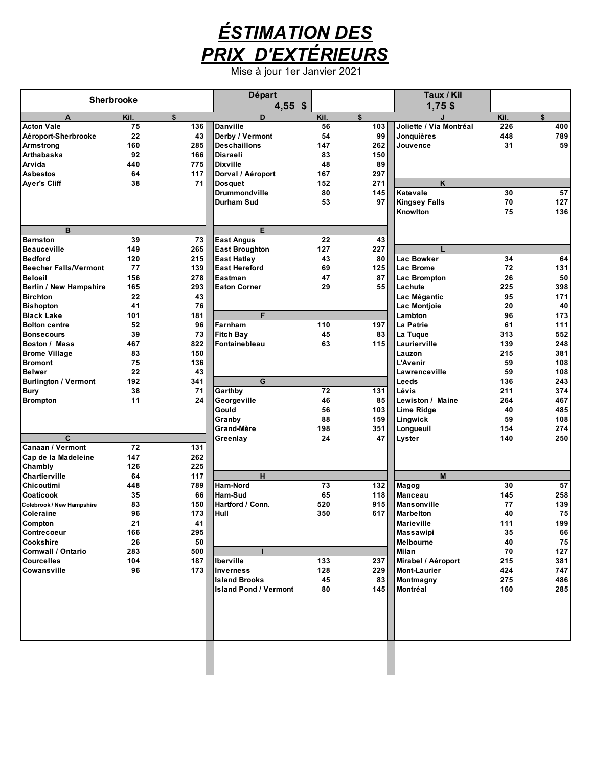# *ÉSTIMATION DES PRIX D'EXTÉRIEURS*

Mise à jour 1er Janvier 2021

| Sherbrooke | | | Départ 4,55 $ | | | Taux / Kil 1,75 $ | | |
|---|---|---|---|---|---|---|---|---|
| **A** | **Kil.** | **$** | **D** | **Kil.** | **$** | **J** | **Kil.** | **$** |
| Acton Vale | 75 | 136 | Danville | 56 | 103 | Joliette / Via Montréal | 226 | 400 |
| Aéroport-Sherbrooke | 22 | 43 | Derby / Vermont | 54 | 99 | Jonquières | 448 | 789 |
| Armstrong | 160 | 285 | Deschaillons | 147 | 262 | Jouvence | 31 | 59 |
| Arthabaska | 92 | 166 | Disraeli | 83 | 150 | | | |
| Arvida | 440 | 775 | Dixville | 48 | 89 | | | |
| Asbestos | 64 | 117 | Dorval / Aéroport | 167 | 297 | | | |
| Ayer's Cliff | 38 | 71 | Dosquet | 152 | 271 | **K** | | |
| | | | Drummondville | 80 | 145 | Katevale | 30 | 57 |
| | | | Durham Sud | 53 | 97 | Kingsey Falls | 70 | 127 |
| | | | | | | Knowlton | 75 | 136 |
| **B** | | | **E** | | | | | |
| Barnston | 39 | 73 | East Angus | 22 | 43 | | | |
| Beauceville | 149 | 265 | East Broughton | 127 | 227 | **L** | | |
| Bedford | 120 | 215 | East Hatley | 43 | 80 | Lac Bowker | 34 | 64 |
| Beecher Falls/Vermont | 77 | 139 | East Hereford | 69 | 125 | Lac Brome | 72 | 131 |
| Beloeil | 156 | 278 | Eastman | 47 | 87 | Lac Brompton | 26 | 50 |
| Berlin / New Hampshire | 165 | 293 | Eaton Corner | 29 | 55 | Lachute | 225 | 398 |
| Birchton | 22 | 43 | | | | Lac Mégantic | 95 | 171 |
| Bishopton | 41 | 76 | | | | Lac Montjoie | 20 | 40 |
| Black Lake | 101 | 181 | **F** | | | Lambton | 96 | 173 |
| Bolton centre | 52 | 96 | Farnham | 110 | 197 | La Patrie | 61 | 111 |
| Bonsecours | 39 | 73 | Fitch Bay | 45 | 83 | La Tuque | 313 | 552 |
| Boston / Mass | 467 | 822 | Fontainebleau | 63 | 115 | Laurierville | 139 | 248 |
| Brome Village | 83 | 150 | | | | Lauzon | 215 | 381 |
| Bromont | 75 | 136 | | | | L'Avenir | 59 | 108 |
| Belwer | 22 | 43 | | | | Lawrenceville | 59 | 108 |
| Burlington / Vermont | 192 | 341 | **G** | | | Leeds | 136 | 243 |
| Bury | 38 | 71 | Garthby | 72 | 131 | Lévis | 211 | 374 |
| Brompton | 11 | 24 | Georgeville | 46 | 85 | Lewiston / Maine | 264 | 467 |
| | | | Gould | 56 | 103 | Lime Ridge | 40 | 485 |
| | | | Granby | 88 | 159 | Lingwick | 59 | 108 |
| | | | Grand-Mère | 198 | 351 | Longueuil | 154 | 274 |
| **C** | | | Greenlay | 24 | 47 | Lyster | 140 | 250 |
| Canaan / Vermont | 72 | 131 | | | | | | |
| Cap de la Madeleine | 147 | 262 | | | | | | |
| Chambly | 126 | 225 | | | | | | |
| Chartierville | 64 | 117 | **H** | | | **M** | | |
| Chicoutimi | 448 | 789 | Ham-Nord | 73 | 132 | Magog | 30 | 57 |
| Coaticook | 35 | 66 | Ham-Sud | 65 | 118 | Manceau | 145 | 258 |
| Colebrook / New Hampshire | 83 | 150 | Hartford / Conn. | 520 | 915 | Mansonville | 77 | 139 |
| Coleraine | 96 | 173 | Hull | 350 | 617 | Marbelton | 40 | 75 |
| Compton | 21 | 41 | | | | Marieville | 111 | 199 |
| Contrecoeur | 166 | 295 | | | | Massawipi | 35 | 66 |
| Cookshire | 26 | 50 | | | | Melbourne | 40 | 75 |
| Cornwall / Ontario | 283 | 500 | **I** | | | Milan | 70 | 127 |
| Courcelles | 104 | 187 | Iberville | 133 | 237 | Mirabel / Aéroport | 215 | 381 |
| Cowansville | 96 | 173 | Inverness | 128 | 229 | Mont-Laurier | 424 | 747 |
| | | | Island Brooks | 45 | 83 | Montmagny | 275 | 486 |
| | | | Island Pond / Vermont | 80 | 145 | Montréal | 160 | 285 |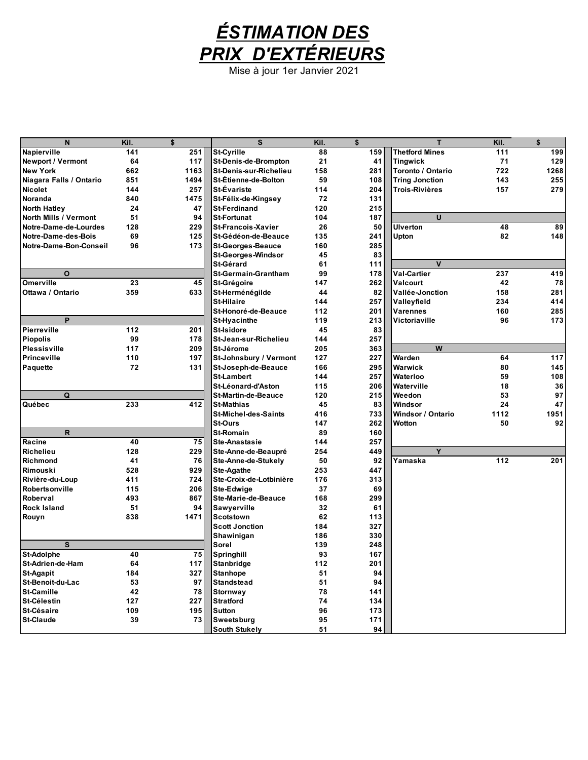# *ÉSTIMATION DES PRIX D'EXTÉRIEURS*

Mise à jour 1er Janvier 2021

| N | Kil. | $ |
|---|---|---|
| Napierville | 141 | 251 |
| Newport / Vermont | 64 | 117 |
| New York | 662 | 1163 |
| Niagara Falls / Ontario | 851 | 1494 |
| Nicolet | 144 | 257 |
| Noranda | 840 | 1475 |
| North Hatley | 24 | 47 |
| North Mills / Vermont | 51 | 94 |
| Notre-Dame-de-Lourdes | 128 | 229 |
| Notre-Dame-des-Bois | 69 | 125 |
| Notre-Dame-Bon-Conseil | 96 | 173 |
| **O** | | |
| Omerville | 23 | 45 |
| Ottawa / Ontario | 359 | 633 |
| **P** | | |
| Pierreville | 112 | 201 |
| Piopolis | 99 | 178 |
| Plessisville | 117 | 209 |
| Princeville | 110 | 197 |
| Paquette | 72 | 131 |
| **Q** | | |
| Québec | 233 | 412 |
| **R** | | |
| Racine | 40 | 75 |
| Richelieu | 128 | 229 |
| Richmond | 41 | 76 |
| Rimouski | 528 | 929 |
| Rivière-du-Loup | 411 | 724 |
| Robertsonville | 115 | 206 |
| Roberval | 493 | 867 |
| Rock Island | 51 | 94 |
| Rouyn | 838 | 1471 |
| **S** | | |
| St-Adolphe | 40 | 75 |
| St-Adrien-de-Ham | 64 | 117 |
| St-Agapit | 184 | 327 |
| St-Benoit-du-Lac | 53 | 97 |
| St-Camille | 42 | 78 |
| St-Célestin | 127 | 227 |
| St-Césaire | 109 | 195 |
| St-Claude | 39 | 73 |

| S | Kil. | $ |
|---|---|---|
| St-Cyrille | 88 | 159 |
| St-Denis-de-Brompton | 21 | 41 |
| St-Denis-sur-Richelieu | 158 | 281 |
| St-Étienne-de-Bolton | 59 | 108 |
| St-Évariste | 114 | 204 |
| St-Félix-de-Kingsey | 72 | 131 |
| St-Ferdinand | 120 | 215 |
| St-Fortunat | 104 | 187 |
| St-Francois-Xavier | 26 | 50 |
| St-Gédéon-de-Beauce | 135 | 241 |
| St-Georges-Beauce | 160 | 285 |
| St-Georges-Windsor | 45 | 83 |
| St-Gérard | 61 | 111 |
| St-Germain-Grantham | 99 | 178 |
| St-Grégoire | 147 | 262 |
| St-Herménégilde | 44 | 82 |
| St-Hilaire | 144 | 257 |
| St-Honoré-de-Beauce | 112 | 201 |
| St-Hyacinthe | 119 | 213 |
| St-Isidore | 45 | 83 |
| St-Jean-sur-Richelieu | 144 | 257 |
| St-Jérome | 205 | 363 |
| St-Johnsbury / Vermont | 127 | 227 |
| St-Joseph-de-Beauce | 166 | 295 |
| St-Lambert | 144 | 257 |
| St-Léonard-d'Aston | 115 | 206 |
| St-Martin-de-Beauce | 120 | 215 |
| St-Mathias | 45 | 83 |
| St-Michel-des-Saints | 416 | 733 |
| St-Ours | 147 | 262 |
| St-Romain | 89 | 160 |
| Ste-Anastasie | 144 | 257 |
| Ste-Anne-de-Beaupré | 254 | 449 |
| Ste-Anne-de-Stukely | 50 | 92 |
| Ste-Agathe | 253 | 447 |
| Ste-Croix-de-Lotbinière | 176 | 313 |
| Ste-Edwige | 37 | 69 |
| Ste-Marie-de-Beauce | 168 | 299 |
| Sawyerville | 32 | 61 |
| Scotstown | 62 | 113 |
| Scott Jonction | 184 | 327 |
| Shawinigan | 186 | 330 |
| Sorel | 139 | 248 |
| Springhill | 93 | 167 |
| Stanbridge | 112 | 201 |
| Stanhope | 51 | 94 |
| Standstead | 51 | 94 |
| Stornway | 78 | 141 |
| Stratford | 74 | 134 |
| Sutton | 96 | 173 |
| Sweetsburg | 95 | 171 |
| South Stukely | 51 | 94 |

| T | Kil. | $ |
|---|---|---|
| Thetford Mines | 111 | 199 |
| Tingwick | 71 | 129 |
| Toronto / Ontario | 722 | 1268 |
| Tring Jonction | 143 | 255 |
| Trois-Rivières | 157 | 279 |
| **U** | | |
| Ulverton | 48 | 89 |
| Upton | 82 | 148 |
| **V** | | |
| Val-Cartier | 237 | 419 |
| Valcourt | 42 | 78 |
| Vallée-Jonction | 158 | 281 |
| Valleyfield | 234 | 414 |
| Varennes | 160 | 285 |
| Victoriaville | 96 | 173 |
| **W** | | |
| Warden | 64 | 117 |
| Warwick | 80 | 145 |
| Waterloo | 59 | 108 |
| Waterville | 18 | 36 |
| Weedon | 53 | 97 |
| Windsor | 24 | 47 |
| Windsor / Ontario | 1112 | 1951 |
| Wotton | 50 | 92 |
| **Y** | | |
| Yamaska | 112 | 201 |